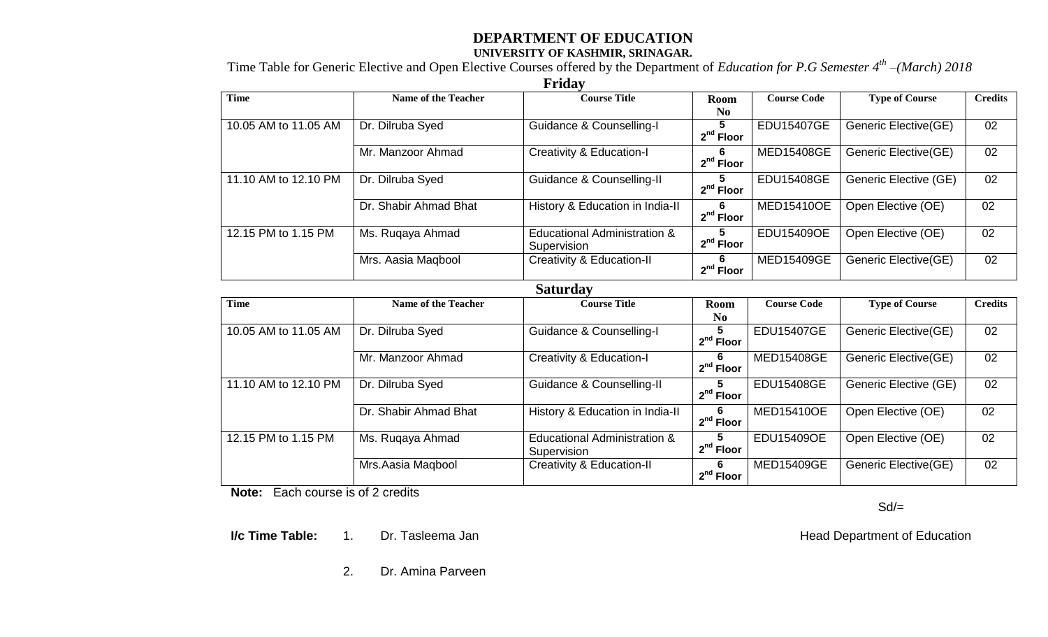# DEPARTMENT OF EDUCATION

## UNIVERSITY OF KASHMIR, SRINAGAR.

Time Table for Generic Elective and Open Elective Courses offered by the Department of *Education for P.G Semester 4th –(March) 2018*

### Friday

| Time | Name of the Teacher | Course Title | Room No | Course Code | Type of Course | Credits |
|---|---|---|---|---|---|---|
| 10.05 AM to 11.05 AM | Dr. Dilruba Syed | Guidance & Counselling-I | 5 2nd Floor | EDU15407GE | Generic Elective(GE) | 02 |
| | Mr. Manzoor Ahmad | Creativity & Education-I | 6 2nd Floor | MED15408GE | Generic Elective(GE) | 02 |
| 11.10 AM to 12.10 PM | Dr. Dilruba Syed | Guidance & Counselling-II | 5 2nd Floor | EDU15408GE | Generic Elective (GE) | 02 |
| | Dr. Shabir Ahmad Bhat | History & Education in India-II | 6 2nd Floor | MED15410OE | Open Elective (OE) | 02 |
| 12.15 PM to 1.15 PM | Ms. Ruqaya Ahmad | Educational Administration & Supervision | 5 2nd Floor | EDU15409OE | Open Elective (OE) | 02 |
| | Mrs. Aasia Maqbool | Creativity & Education-II | 6 2nd Floor | MED15409GE | Generic Elective(GE) | 02 |

### Saturday

| Time | Name of the Teacher | Course Title | Room No | Course Code | Type of Course | Credits |
|---|---|---|---|---|---|---|
| 10.05 AM to 11.05 AM | Dr. Dilruba Syed | Guidance & Counselling-I | 5 2nd Floor | EDU15407GE | Generic Elective(GE) | 02 |
| | Mr. Manzoor Ahmad | Creativity & Education-I | 6 2nd Floor | MED15408GE | Generic Elective(GE) | 02 |
| 11.10 AM to 12.10 PM | Dr. Dilruba Syed | Guidance & Counselling-II | 5 2nd Floor | EDU15408GE | Generic Elective (GE) | 02 |
| | Dr. Shabir Ahmad Bhat | History & Education in India-II | 6 2nd Floor | MED15410OE | Open Elective (OE) | 02 |
| 12.15 PM to 1.15 PM | Ms. Ruqaya Ahmad | Educational Administration & Supervision | 5 2nd Floor | EDU15409OE | Open Elective (OE) | 02 |
| | Mrs.Aasia Maqbool | Creativity & Education-II | 6 2nd Floor | MED15409GE | Generic Elective(GE) | 02 |

**Note:** Each course is of 2 credits

Sd/=

Head Department of Education

**I/c Time Table:**

1. Dr. Tasleema Jan
2. Dr. Amina Parveen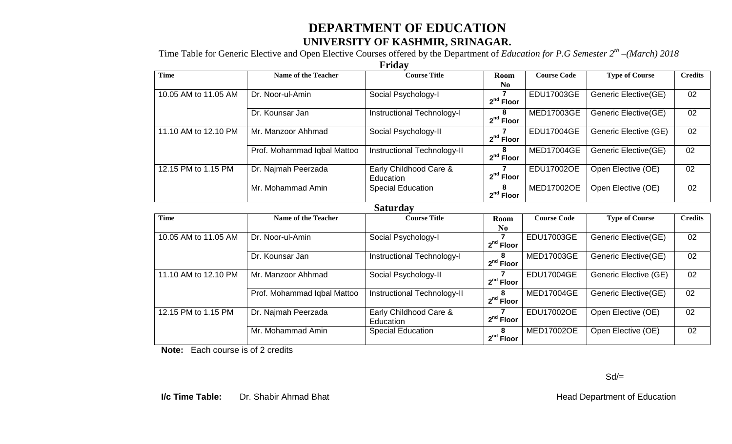# DEPARTMENT OF EDUCATION

## UNIVERSITY OF KASHMIR, SRINAGAR.

Time Table for Generic Elective and Open Elective Courses offered by the Department of *Education for P.G Semester 2^th –(March) 2018*

### Friday

| Time | Name of the Teacher | Course Title | Room No | Course Code | Type of Course | Credits |
|---|---|---|---|---|---|---|
| 10.05 AM to 11.05 AM | Dr. Noor-ul-Amin | Social Psychology-I | 7 2nd Floor | EDU17003GE | Generic Elective(GE) | 02 |
| | Dr. Kounsar Jan | Instructional Technology-I | 8 2nd Floor | MED17003GE | Generic Elective(GE) | 02 |
| 11.10 AM to 12.10 PM | Mr. Manzoor Ahhmad | Social Psychology-II | 7 2nd Floor | EDU17004GE | Generic Elective (GE) | 02 |
| | Prof. Mohammad Iqbal Mattoo | Instructional Technology-II | 8 2nd Floor | MED17004GE | Generic Elective(GE) | 02 |
| 12.15 PM to 1.15 PM | Dr. Najmah Peerzada | Early Childhood Care & Education | 7 2nd Floor | EDU17002OE | Open Elective (OE) | 02 |
| | Mr. Mohammad Amin | Special Education | 8 2nd Floor | MED17002OE | Open Elective (OE) | 02 |

### Saturday

| Time | Name of the Teacher | Course Title | Room No | Course Code | Type of Course | Credits |
|---|---|---|---|---|---|---|
| 10.05 AM to 11.05 AM | Dr. Noor-ul-Amin | Social Psychology-I | 7 2nd Floor | EDU17003GE | Generic Elective(GE) | 02 |
| | Dr. Kounsar Jan | Instructional Technology-I | 8 2nd Floor | MED17003GE | Generic Elective(GE) | 02 |
| 11.10 AM to 12.10 PM | Mr. Manzoor Ahhmad | Social Psychology-II | 7 2nd Floor | EDU17004GE | Generic Elective (GE) | 02 |
| | Prof. Mohammad Iqbal Mattoo | Instructional Technology-II | 8 2nd Floor | MED17004GE | Generic Elective(GE) | 02 |
| 12.15 PM to 1.15 PM | Dr. Najmah Peerzada | Early Childhood Care & Education | 7 2nd Floor | EDU17002OE | Open Elective (OE) | 02 |
| | Mr. Mohammad Amin | Special Education | 8 2nd Floor | MED17002OE | Open Elective (OE) | 02 |

**Note:** Each course is of 2 credits

Sd/=

**I/c Time Table:** Dr. Shabir Ahmad Bhat

Head Department of Education